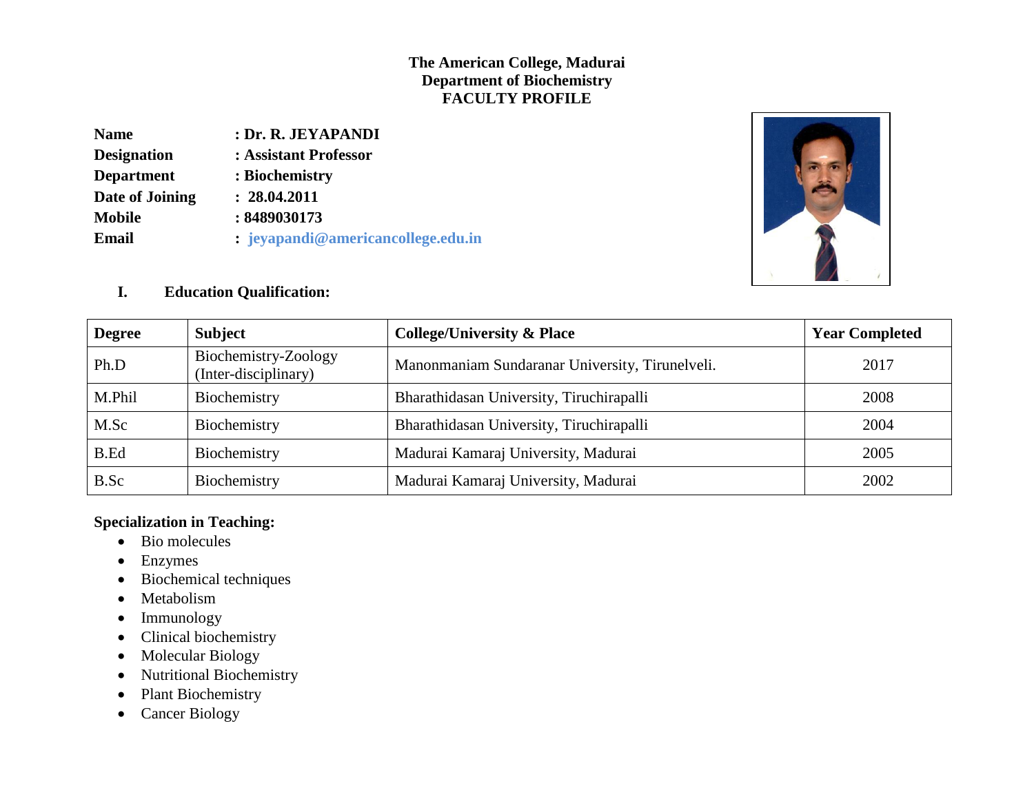**The American College, Madurai**
**Department of Biochemistry**
**FACULTY PROFILE**

**Name** : **Dr. R. JEYAPANDI**
**Designation** : **Assistant Professor**
**Department** : **Biochemistry**
**Date of Joining** : **28.04.2011**
**Mobile** : **8489030173**
**Email** : **jeyapandi@americancollege.edu.in**

## I. Education Qualification:

| Degree | Subject | College/University & Place | Year Completed |
|---|---|---|---|
| Ph.D | Biochemistry-Zoology (Inter-disciplinary) | Manonmaniam Sundaranar University, Tirunelveli. | 2017 |
| M.Phil | Biochemistry | Bharathidasan University, Tiruchirapalli | 2008 |
| M.Sc | Biochemistry | Bharathidasan University, Tiruchirapalli | 2004 |
| B.Ed | Biochemistry | Madurai Kamaraj University, Madurai | 2005 |
| B.Sc | Biochemistry | Madurai Kamaraj University, Madurai | 2002 |

**Specialization in Teaching:**

- Bio molecules
- Enzymes
- Biochemical techniques
- Metabolism
- Immunology
- Clinical biochemistry
- Molecular Biology
- Nutritional Biochemistry
- Plant Biochemistry
- Cancer Biology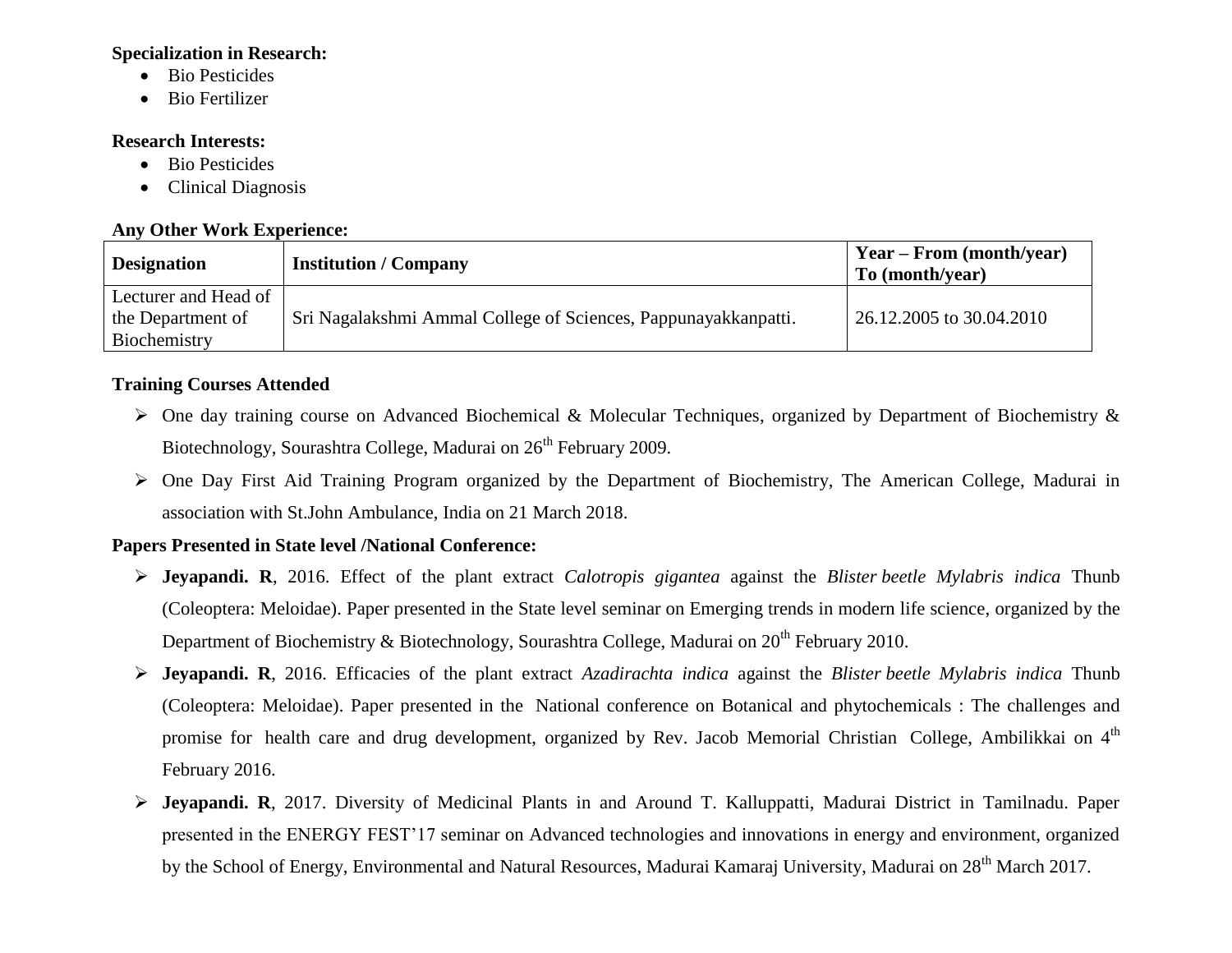**Specialization in Research:**

- Bio Pesticides
- Bio Fertilizer

**Research Interests:**

- Bio Pesticides
- Clinical Diagnosis

**Any Other Work Experience:**

| Designation | Institution / Company | Year – From (month/year) To (month/year) |
|---|---|---|
| Lecturer and Head of the Department of Biochemistry | Sri Nagalakshmi Ammal College of Sciences, Pappunayakkanpatti. | 26.12.2005 to 30.04.2010 |

**Training Courses Attended**

- One day training course on Advanced Biochemical & Molecular Techniques, organized by Department of Biochemistry & Biotechnology, Sourashtra College, Madurai on 26th February 2009.
- One Day First Aid Training Program organized by the Department of Biochemistry, The American College, Madurai in association with St.John Ambulance, India on 21 March 2018.

**Papers Presented in State level /National Conference:**

- **Jeyapandi. R**, 2016. Effect of the plant extract *Calotropis gigantea* against the *Blister beetle Mylabris indica* Thunb (Coleoptera: Meloidae). Paper presented in the State level seminar on Emerging trends in modern life science, organized by the Department of Biochemistry & Biotechnology, Sourashtra College, Madurai on 20th February 2010.
- **Jeyapandi. R**, 2016. Efficacies of the plant extract *Azadirachta indica* against the *Blister beetle Mylabris indica* Thunb (Coleoptera: Meloidae). Paper presented in the National conference on Botanical and phytochemicals : The challenges and promise for health care and drug development, organized by Rev. Jacob Memorial Christian College, Ambilikkai on 4th February 2016.
- **Jeyapandi. R**, 2017. Diversity of Medicinal Plants in and Around T. Kalluppatti, Madurai District in Tamilnadu. Paper presented in the ENERGY FEST'17 seminar on Advanced technologies and innovations in energy and environment, organized by the School of Energy, Environmental and Natural Resources, Madurai Kamaraj University, Madurai on 28th March 2017.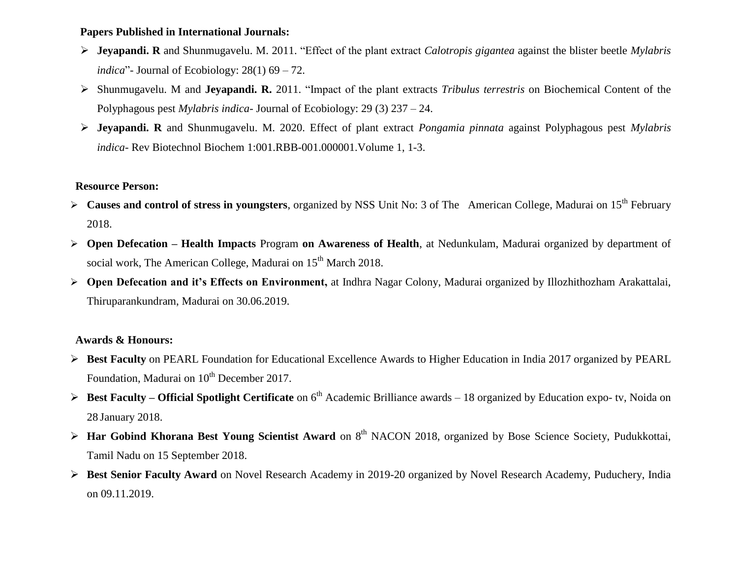**Papers Published in International Journals:**

- **Jeyapandi. R** and Shunmugavelu. M. 2011. "Effect of the plant extract *Calotropis gigantea* against the blister beetle *Mylabris indica*"- Journal of Ecobiology: 28(1) 69 – 72.
- Shunmugavelu. M and **Jeyapandi. R.** 2011. "Impact of the plant extracts *Tribulus terrestris* on Biochemical Content of the Polyphagous pest *Mylabris indica*- Journal of Ecobiology: 29 (3) 237 – 24.
- **Jeyapandi. R** and Shunmugavelu. M. 2020. Effect of plant extract *Pongamia pinnata* against Polyphagous pest *Mylabris indica*- Rev Biotechnol Biochem 1:001.RBB-001.000001.Volume 1, 1-3.

**Resource Person:**

- **Causes and control of stress in youngsters**, organized by NSS Unit No: 3 of The American College, Madurai on 15th February 2018.
- **Open Defecation – Health Impacts** Program **on Awareness of Health**, at Nedunkulam, Madurai organized by department of social work, The American College, Madurai on 15th March 2018.
- **Open Defecation and it's Effects on Environment,** at Indhra Nagar Colony, Madurai organized by Illozhithozham Arakattalai, Thiruparankundram, Madurai on 30.06.2019.

**Awards & Honours:**

- **Best Faculty** on PEARL Foundation for Educational Excellence Awards to Higher Education in India 2017 organized by PEARL Foundation, Madurai on 10th December 2017.
- **Best Faculty – Official Spotlight Certificate** on 6th Academic Brilliance awards – 18 organized by Education expo- tv, Noida on 28 January 2018.
- **Har Gobind Khorana Best Young Scientist Award** on 8th NACON 2018, organized by Bose Science Society, Pudukkottai, Tamil Nadu on 15 September 2018.
- **Best Senior Faculty Award** on Novel Research Academy in 2019-20 organized by Novel Research Academy, Puduchery, India on 09.11.2019.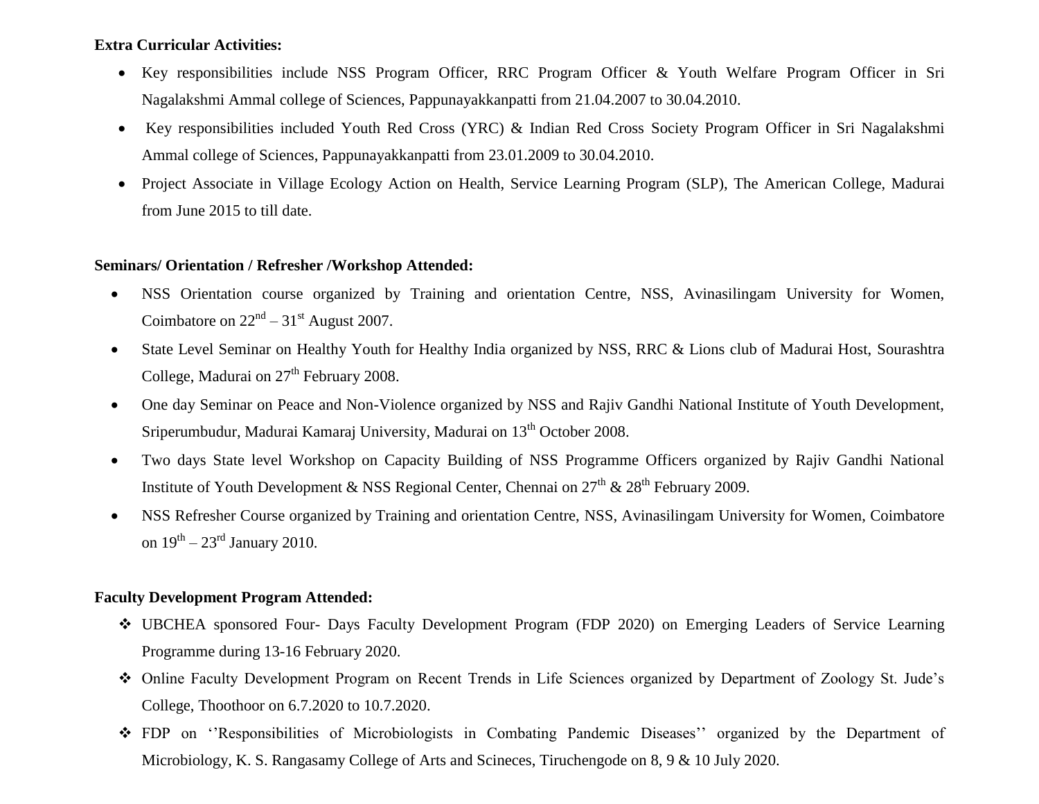**Extra Curricular Activities:**

- Key responsibilities include NSS Program Officer, RRC Program Officer & Youth Welfare Program Officer in Sri Nagalakshmi Ammal college of Sciences, Pappunayakkanpatti from 21.04.2007 to 30.04.2010.
- Key responsibilities included Youth Red Cross (YRC) & Indian Red Cross Society Program Officer in Sri Nagalakshmi Ammal college of Sciences, Pappunayakkanpatti from 23.01.2009 to 30.04.2010.
- Project Associate in Village Ecology Action on Health, Service Learning Program (SLP), The American College, Madurai from June 2015 to till date.

**Seminars/ Orientation / Refresher /Workshop Attended:**

- NSS Orientation course organized by Training and orientation Centre, NSS, Avinasilingam University for Women, Coimbatore on 22nd – 31st August 2007.
- State Level Seminar on Healthy Youth for Healthy India organized by NSS, RRC & Lions club of Madurai Host, Sourashtra College, Madurai on 27th February 2008.
- One day Seminar on Peace and Non-Violence organized by NSS and Rajiv Gandhi National Institute of Youth Development, Sriperumbudur, Madurai Kamaraj University, Madurai on 13th October 2008.
- Two days State level Workshop on Capacity Building of NSS Programme Officers organized by Rajiv Gandhi National Institute of Youth Development & NSS Regional Center, Chennai on 27th & 28th February 2009.
- NSS Refresher Course organized by Training and orientation Centre, NSS, Avinasilingam University for Women, Coimbatore on 19th – 23rd January 2010.

**Faculty Development Program Attended:**

- UBCHEA sponsored Four- Days Faculty Development Program (FDP 2020) on Emerging Leaders of Service Learning Programme during 13-16 February 2020.
- Online Faculty Development Program on Recent Trends in Life Sciences organized by Department of Zoology St. Jude's College, Thoothoor on 6.7.2020 to 10.7.2020.
- FDP on ''Responsibilities of Microbiologists in Combating Pandemic Diseases'' organized by the Department of Microbiology, K. S. Rangasamy College of Arts and Scineces, Tiruchengode on 8, 9 & 10 July 2020.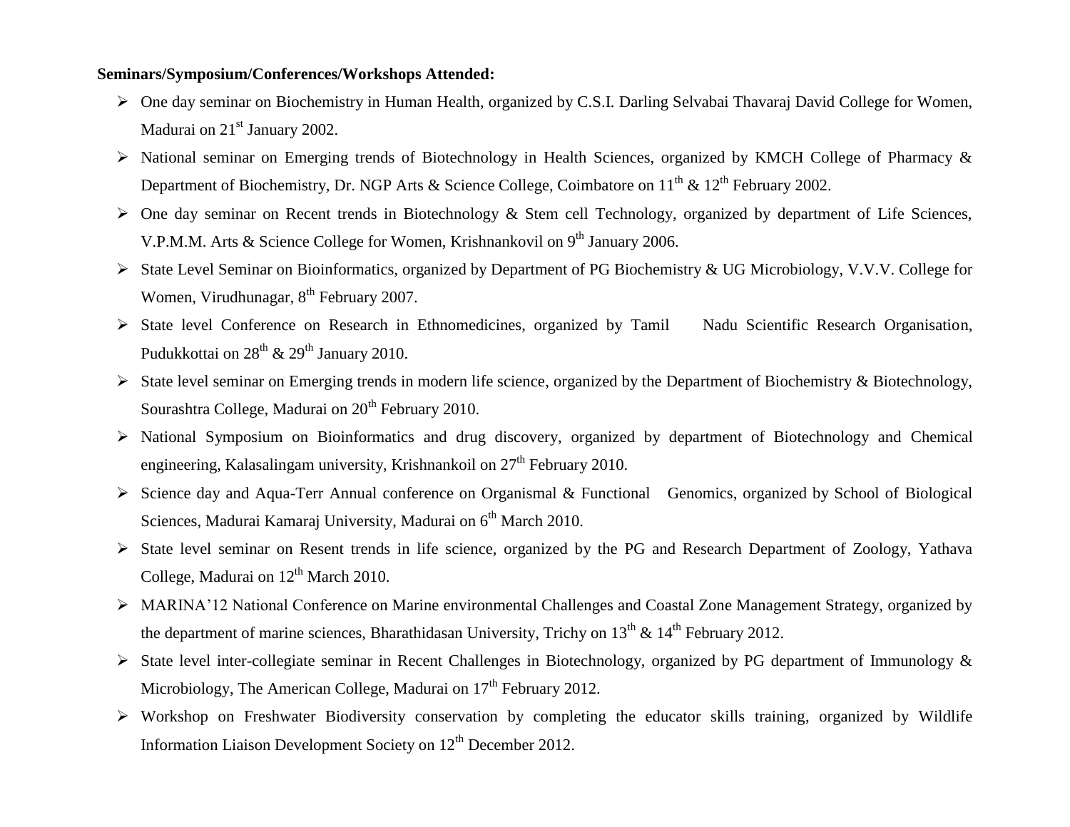**Seminars/Symposium/Conferences/Workshops Attended:**

- One day seminar on Biochemistry in Human Health, organized by C.S.I. Darling Selvabai Thavaraj David College for Women, Madurai on 21st January 2002.
- National seminar on Emerging trends of Biotechnology in Health Sciences, organized by KMCH College of Pharmacy & Department of Biochemistry, Dr. NGP Arts & Science College, Coimbatore on 11th & 12th February 2002.
- One day seminar on Recent trends in Biotechnology & Stem cell Technology, organized by department of Life Sciences, V.P.M.M. Arts & Science College for Women, Krishnankovil on 9th January 2006.
- State Level Seminar on Bioinformatics, organized by Department of PG Biochemistry & UG Microbiology, V.V.V. College for Women, Virudhunagar, 8th February 2007.
- State level Conference on Research in Ethnomedicines, organized by Tamil Nadu Scientific Research Organisation, Pudukkottai on 28th & 29th January 2010.
- State level seminar on Emerging trends in modern life science, organized by the Department of Biochemistry & Biotechnology, Sourashtra College, Madurai on 20th February 2010.
- National Symposium on Bioinformatics and drug discovery, organized by department of Biotechnology and Chemical engineering, Kalasalingam university, Krishnankoil on 27th February 2010.
- Science day and Aqua-Terr Annual conference on Organismal & Functional Genomics, organized by School of Biological Sciences, Madurai Kamaraj University, Madurai on 6th March 2010.
- State level seminar on Resent trends in life science, organized by the PG and Research Department of Zoology, Yathava College, Madurai on 12th March 2010.
- MARINA'12 National Conference on Marine environmental Challenges and Coastal Zone Management Strategy, organized by the department of marine sciences, Bharathidasan University, Trichy on 13th & 14th February 2012.
- State level inter-collegiate seminar in Recent Challenges in Biotechnology, organized by PG department of Immunology & Microbiology, The American College, Madurai on 17th February 2012.
- Workshop on Freshwater Biodiversity conservation by completing the educator skills training, organized by Wildlife Information Liaison Development Society on 12th December 2012.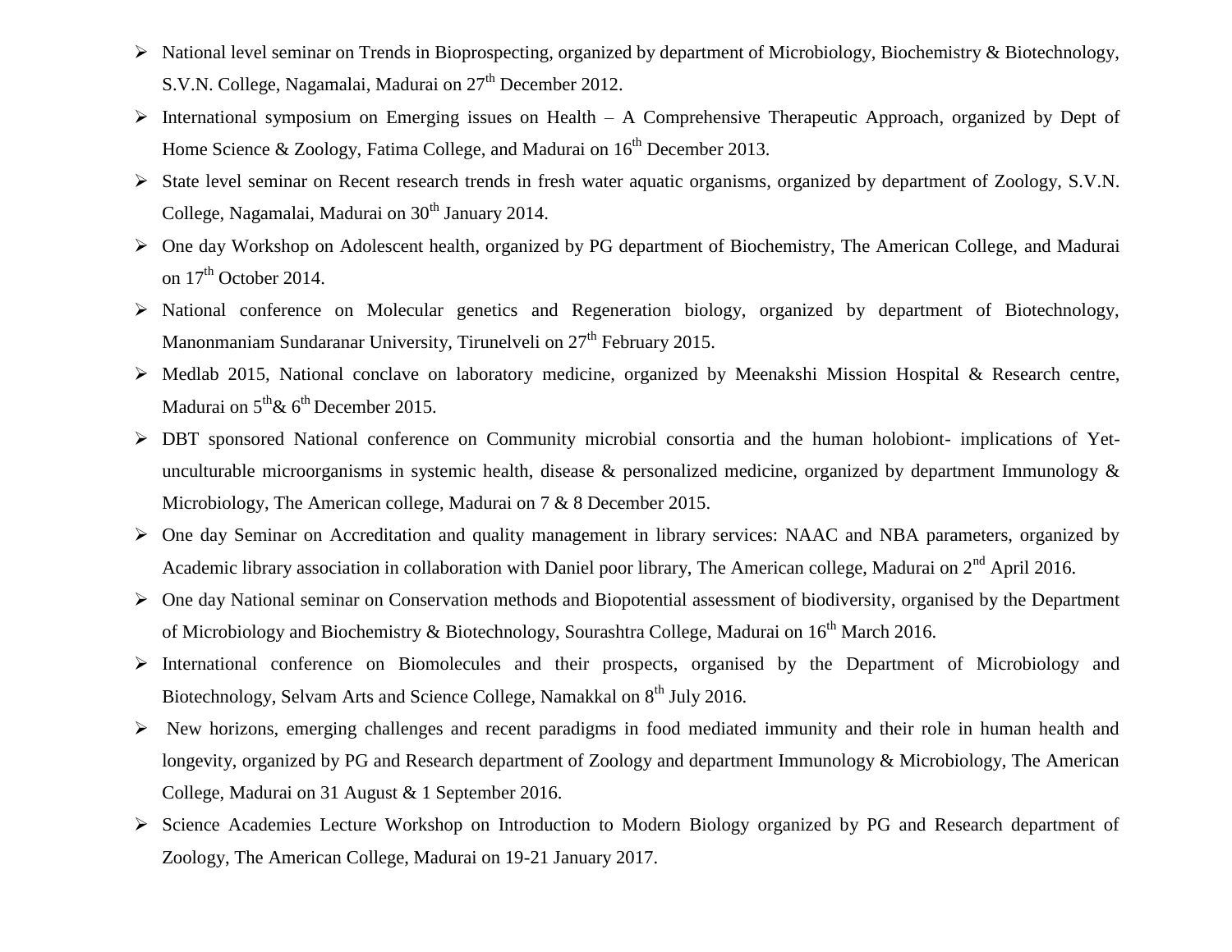- National level seminar on Trends in Bioprospecting, organized by department of Microbiology, Biochemistry & Biotechnology, S.V.N. College, Nagamalai, Madurai on 27th December 2012.
- International symposium on Emerging issues on Health – A Comprehensive Therapeutic Approach, organized by Dept of Home Science & Zoology, Fatima College, and Madurai on 16th December 2013.
- State level seminar on Recent research trends in fresh water aquatic organisms, organized by department of Zoology, S.V.N. College, Nagamalai, Madurai on 30th January 2014.
- One day Workshop on Adolescent health, organized by PG department of Biochemistry, The American College, and Madurai on 17th October 2014.
- National conference on Molecular genetics and Regeneration biology, organized by department of Biotechnology, Manonmaniam Sundaranar University, Tirunelveli on 27th February 2015.
- Medlab 2015, National conclave on laboratory medicine, organized by Meenakshi Mission Hospital & Research centre, Madurai on 5th& 6th December 2015.
- DBT sponsored National conference on Community microbial consortia and the human holobiont- implications of Yet-unculturable microorganisms in systemic health, disease & personalized medicine, organized by department Immunology & Microbiology, The American college, Madurai on 7 & 8 December 2015.
- One day Seminar on Accreditation and quality management in library services: NAAC and NBA parameters, organized by Academic library association in collaboration with Daniel poor library, The American college, Madurai on 2nd April 2016.
- One day National seminar on Conservation methods and Biopotential assessment of biodiversity, organised by the Department of Microbiology and Biochemistry & Biotechnology, Sourashtra College, Madurai on 16th March 2016.
- International conference on Biomolecules and their prospects, organised by the Department of Microbiology and Biotechnology, Selvam Arts and Science College, Namakkal on 8th July 2016.
- New horizons, emerging challenges and recent paradigms in food mediated immunity and their role in human health and longevity, organized by PG and Research department of Zoology and department Immunology & Microbiology, The American College, Madurai on 31 August & 1 September 2016.
- Science Academies Lecture Workshop on Introduction to Modern Biology organized by PG and Research department of Zoology, The American College, Madurai on 19-21 January 2017.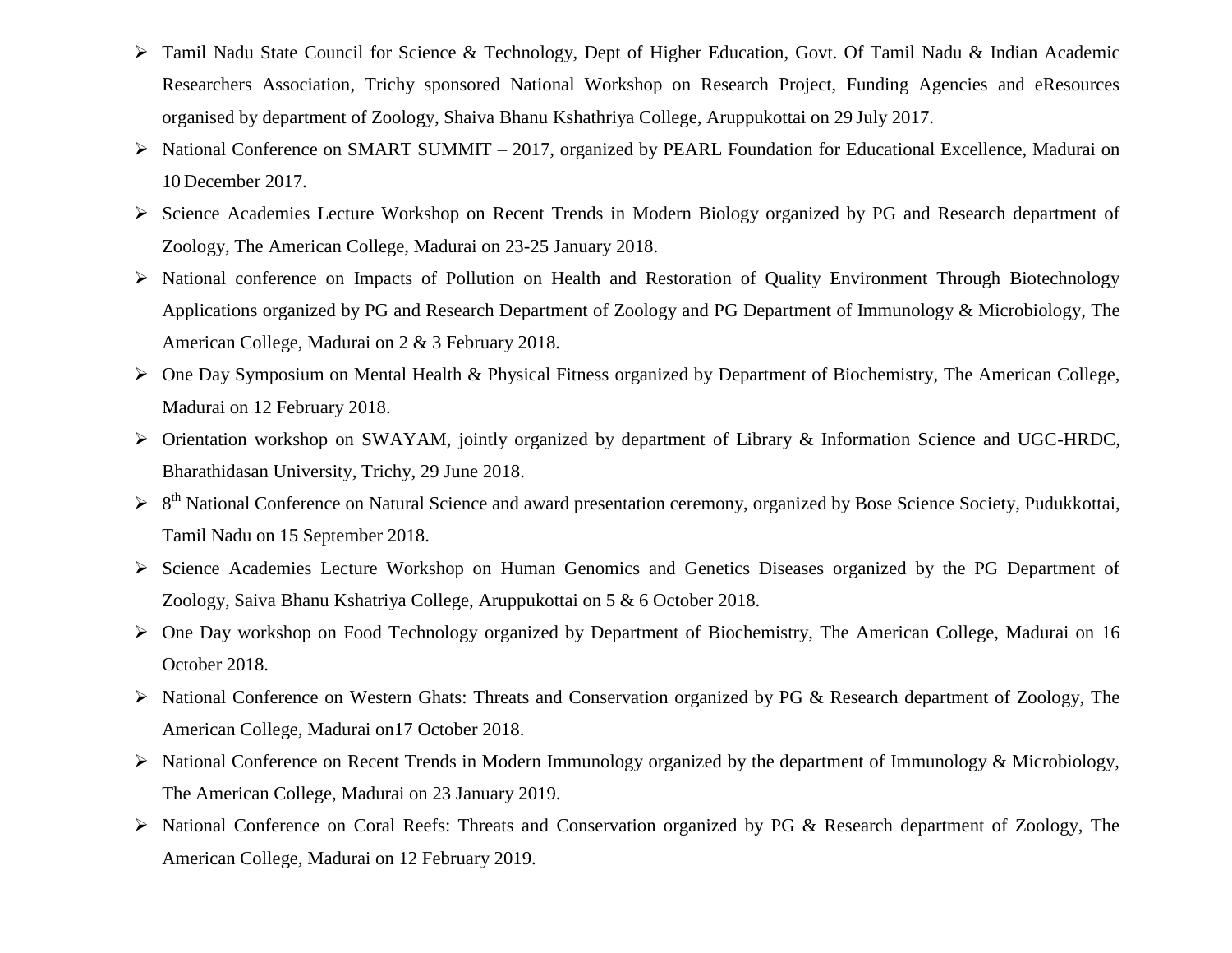- Tamil Nadu State Council for Science & Technology, Dept of Higher Education, Govt. Of Tamil Nadu & Indian Academic Researchers Association, Trichy sponsored National Workshop on Research Project, Funding Agencies and eResources organised by department of Zoology, Shaiva Bhanu Kshathriya College, Aruppukottai on 29 July 2017.
- National Conference on SMART SUMMIT – 2017, organized by PEARL Foundation for Educational Excellence, Madurai on 10 December 2017.
- Science Academies Lecture Workshop on Recent Trends in Modern Biology organized by PG and Research department of Zoology, The American College, Madurai on 23-25 January 2018.
- National conference on Impacts of Pollution on Health and Restoration of Quality Environment Through Biotechnology Applications organized by PG and Research Department of Zoology and PG Department of Immunology & Microbiology, The American College, Madurai on 2 & 3 February 2018.
- One Day Symposium on Mental Health & Physical Fitness organized by Department of Biochemistry, The American College, Madurai on 12 February 2018.
- Orientation workshop on SWAYAM, jointly organized by department of Library & Information Science and UGC-HRDC, Bharathidasan University, Trichy, 29 June 2018.
- 8th National Conference on Natural Science and award presentation ceremony, organized by Bose Science Society, Pudukkottai, Tamil Nadu on 15 September 2018.
- Science Academies Lecture Workshop on Human Genomics and Genetics Diseases organized by the PG Department of Zoology, Saiva Bhanu Kshatriya College, Aruppukottai on 5 & 6 October 2018.
- One Day workshop on Food Technology organized by Department of Biochemistry, The American College, Madurai on 16 October 2018.
- National Conference on Western Ghats: Threats and Conservation organized by PG & Research department of Zoology, The American College, Madurai on17 October 2018.
- National Conference on Recent Trends in Modern Immunology organized by the department of Immunology & Microbiology, The American College, Madurai on 23 January 2019.
- National Conference on Coral Reefs: Threats and Conservation organized by PG & Research department of Zoology, The American College, Madurai on 12 February 2019.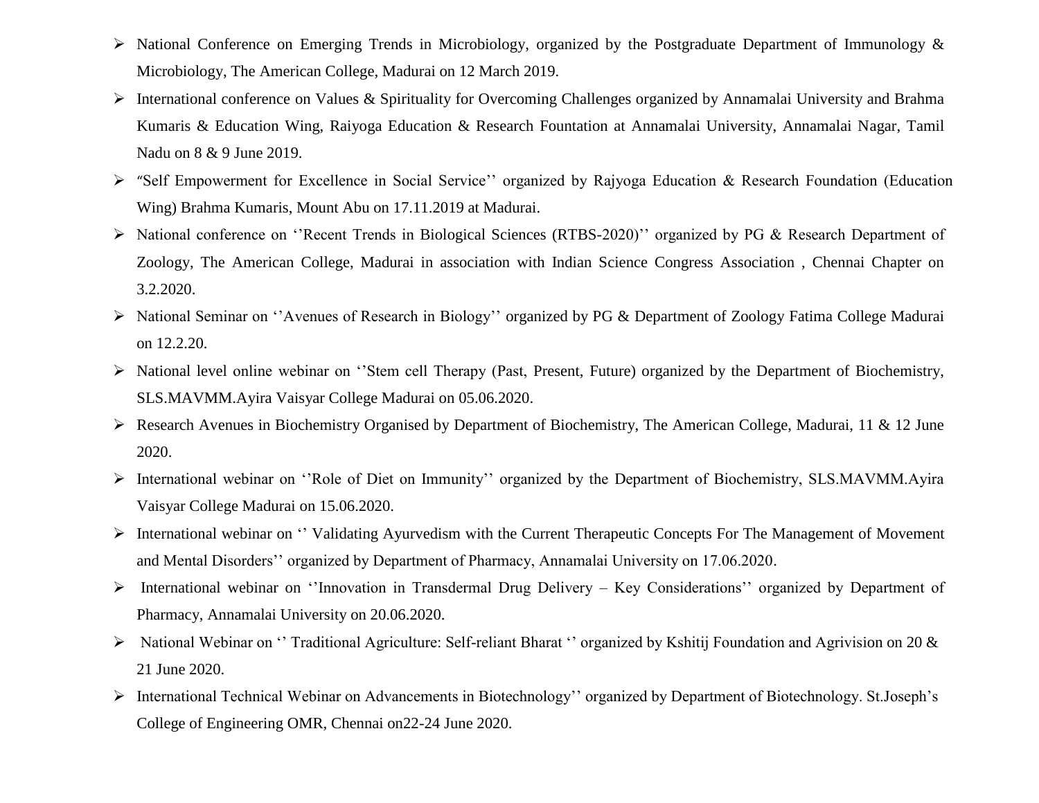- National Conference on Emerging Trends in Microbiology, organized by the Postgraduate Department of Immunology & Microbiology, The American College, Madurai on 12 March 2019.
- International conference on Values & Spirituality for Overcoming Challenges organized by Annamalai University and Brahma Kumaris & Education Wing, Raiyoga Education & Research Fountation at Annamalai University, Annamalai Nagar, Tamil Nadu on 8 & 9 June 2019.
- "Self Empowerment for Excellence in Social Service'' organized by Rajyoga Education & Research Foundation (Education Wing) Brahma Kumaris, Mount Abu on 17.11.2019 at Madurai.
- National conference on ''Recent Trends in Biological Sciences (RTBS-2020)'' organized by PG & Research Department of Zoology, The American College, Madurai in association with Indian Science Congress Association , Chennai Chapter on 3.2.2020.
- National Seminar on ''Avenues of Research in Biology'' organized by PG & Department of Zoology Fatima College Madurai on 12.2.20.
- National level online webinar on ''Stem cell Therapy (Past, Present, Future) organized by the Department of Biochemistry, SLS.MAVMM.Ayira Vaisyar College Madurai on 05.06.2020.
- Research Avenues in Biochemistry Organised by Department of Biochemistry, The American College, Madurai, 11 & 12 June 2020.
- International webinar on ''Role of Diet on Immunity'' organized by the Department of Biochemistry, SLS.MAVMM.Ayira Vaisyar College Madurai on 15.06.2020.
- International webinar on '' Validating Ayurvedism with the Current Therapeutic Concepts For The Management of Movement and Mental Disorders'' organized by Department of Pharmacy, Annamalai University on 17.06.2020.
- International webinar on ''Innovation in Transdermal Drug Delivery – Key Considerations'' organized by Department of Pharmacy, Annamalai University on 20.06.2020.
- National Webinar on '' Traditional Agriculture: Self-reliant Bharat '' organized by Kshitij Foundation and Agrivision on 20 & 21 June 2020.
- International Technical Webinar on Advancements in Biotechnology'' organized by Department of Biotechnology. St.Joseph's College of Engineering OMR, Chennai on22-24 June 2020.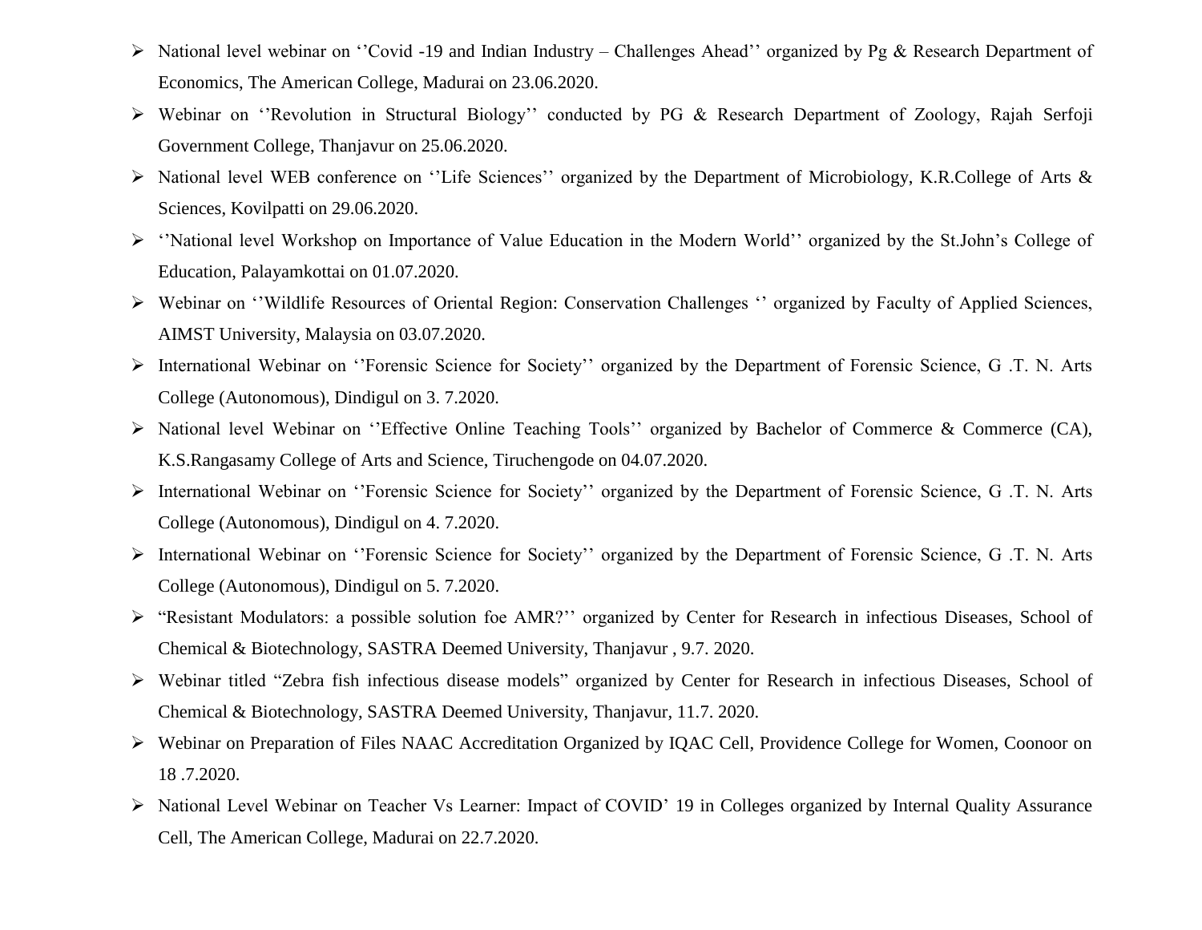- National level webinar on ''Covid -19 and Indian Industry – Challenges Ahead'' organized by Pg & Research Department of Economics, The American College, Madurai on 23.06.2020.
- Webinar on ''Revolution in Structural Biology'' conducted by PG & Research Department of Zoology, Rajah Serfoji Government College, Thanjavur on 25.06.2020.
- National level WEB conference on ''Life Sciences'' organized by the Department of Microbiology, K.R.College of Arts & Sciences, Kovilpatti on 29.06.2020.
- ''National level Workshop on Importance of Value Education in the Modern World'' organized by the St.John's College of Education, Palayamkottai on 01.07.2020.
- Webinar on ''Wildlife Resources of Oriental Region: Conservation Challenges '' organized by Faculty of Applied Sciences, AIMST University, Malaysia on 03.07.2020.
- International Webinar on ''Forensic Science for Society'' organized by the Department of Forensic Science, G .T. N. Arts College (Autonomous), Dindigul on 3. 7.2020.
- National level Webinar on ''Effective Online Teaching Tools'' organized by Bachelor of Commerce & Commerce (CA), K.S.Rangasamy College of Arts and Science, Tiruchengode on 04.07.2020.
- International Webinar on ''Forensic Science for Society'' organized by the Department of Forensic Science, G .T. N. Arts College (Autonomous), Dindigul on 4. 7.2020.
- International Webinar on ''Forensic Science for Society'' organized by the Department of Forensic Science, G .T. N. Arts College (Autonomous), Dindigul on 5. 7.2020.
- "Resistant Modulators: a possible solution foe AMR?'' organized by Center for Research in infectious Diseases, School of Chemical & Biotechnology, SASTRA Deemed University, Thanjavur , 9.7. 2020.
- Webinar titled "Zebra fish infectious disease models" organized by Center for Research in infectious Diseases, School of Chemical & Biotechnology, SASTRA Deemed University, Thanjavur, 11.7. 2020.
- Webinar on Preparation of Files NAAC Accreditation Organized by IQAC Cell, Providence College for Women, Coonoor on 18 .7.2020.
- National Level Webinar on Teacher Vs Learner: Impact of COVID' 19 in Colleges organized by Internal Quality Assurance Cell, The American College, Madurai on 22.7.2020.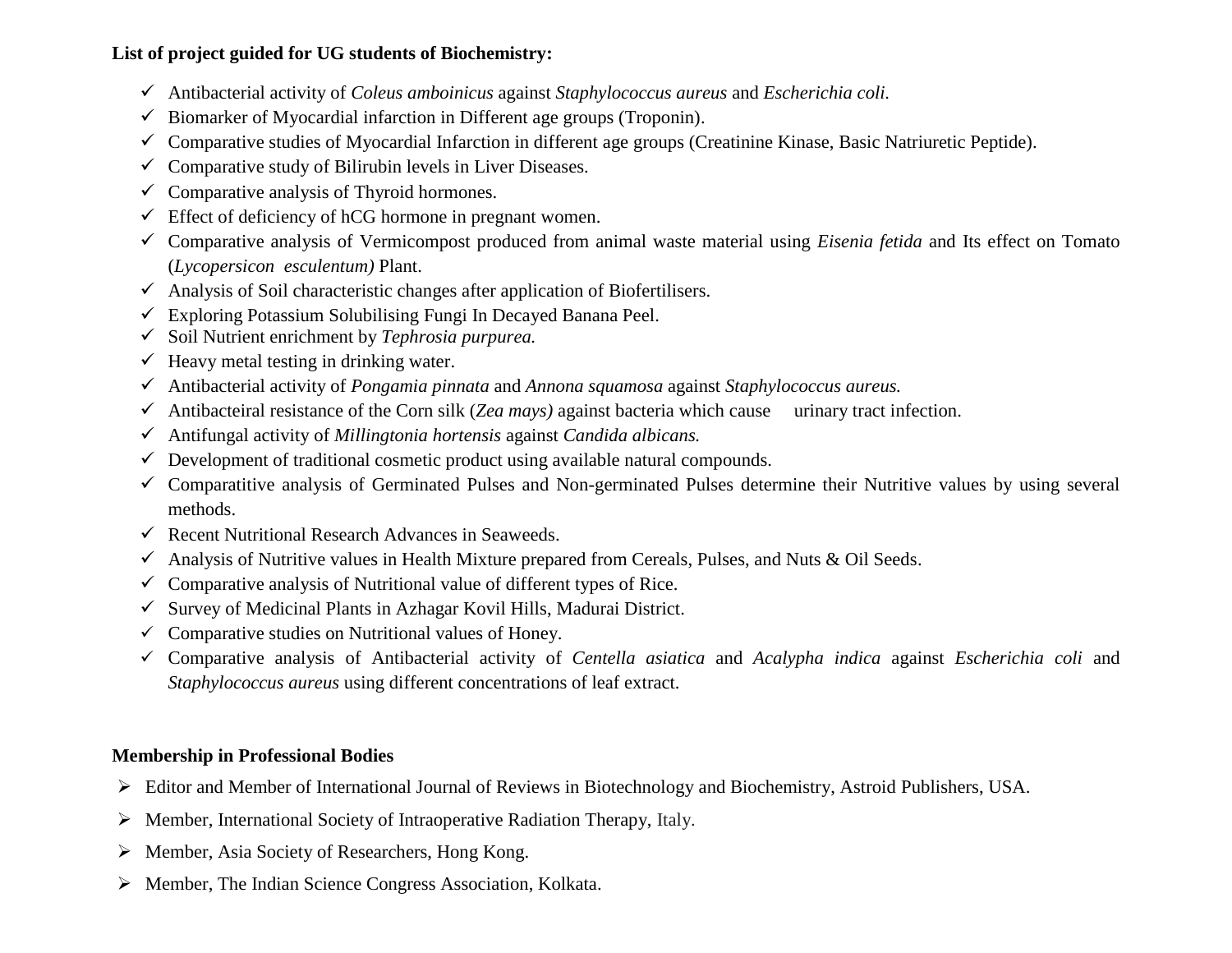**List of project guided for UG students of Biochemistry:**

- Antibacterial activity of *Coleus amboinicus* against *Staphylococcus aureus* and *Escherichia coli.*
- Biomarker of Myocardial infarction in Different age groups (Troponin).
- Comparative studies of Myocardial Infarction in different age groups (Creatinine Kinase, Basic Natriuretic Peptide).
- Comparative study of Bilirubin levels in Liver Diseases.
- Comparative analysis of Thyroid hormones.
- Effect of deficiency of hCG hormone in pregnant women.
- Comparative analysis of Vermicompost produced from animal waste material using *Eisenia fetida* and Its effect on Tomato (*Lycopersicon esculentum)* Plant.
- Analysis of Soil characteristic changes after application of Biofertilisers.
- Exploring Potassium Solubilising Fungi In Decayed Banana Peel.
- Soil Nutrient enrichment by *Tephrosia purpurea.*
- Heavy metal testing in drinking water.
- Antibacterial activity of *Pongamia pinnata* and *Annona squamosa* against *Staphylococcus aureus.*
- Antibacteiral resistance of the Corn silk (*Zea mays)* against bacteria which cause urinary tract infection.
- Antifungal activity of *Millingtonia hortensis* against *Candida albicans.*
- Development of traditional cosmetic product using available natural compounds.
- Comparatitive analysis of Germinated Pulses and Non-germinated Pulses determine their Nutritive values by using several methods.
- Recent Nutritional Research Advances in Seaweeds.
- Analysis of Nutritive values in Health Mixture prepared from Cereals, Pulses, and Nuts & Oil Seeds.
- Comparative analysis of Nutritional value of different types of Rice.
- Survey of Medicinal Plants in Azhagar Kovil Hills, Madurai District.
- Comparative studies on Nutritional values of Honey.
- Comparative analysis of Antibacterial activity of *Centella asiatica* and *Acalypha indica* against *Escherichia coli* and *Staphylococcus aureus* using different concentrations of leaf extract.

**Membership in Professional Bodies**

- Editor and Member of International Journal of Reviews in Biotechnology and Biochemistry, Astroid Publishers, USA.
- Member, International Society of Intraoperative Radiation Therapy, Italy.
- Member, Asia Society of Researchers, Hong Kong.
- Member, The Indian Science Congress Association, Kolkata.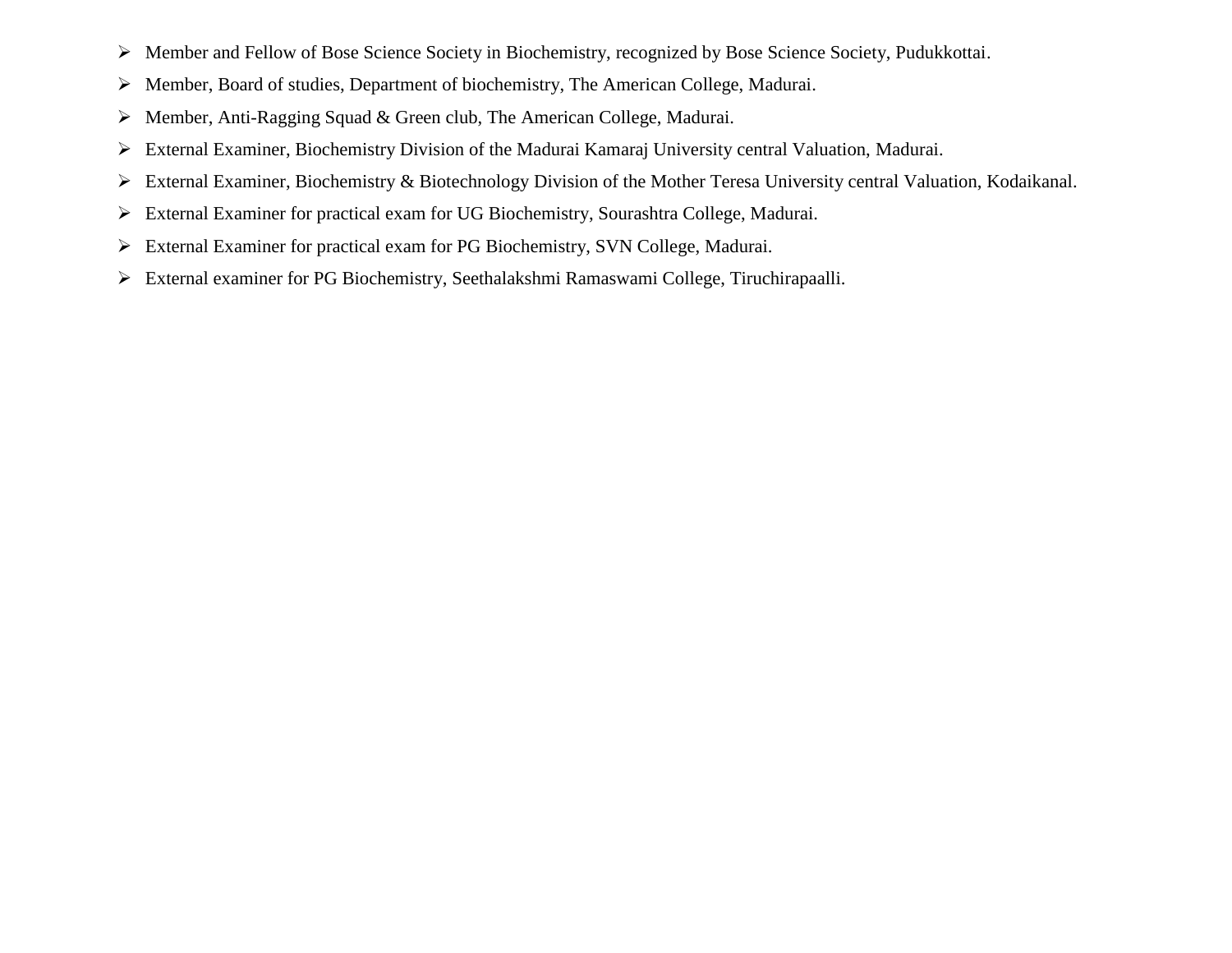- Member and Fellow of Bose Science Society in Biochemistry, recognized by Bose Science Society, Pudukkottai.
- Member, Board of studies, Department of biochemistry, The American College, Madurai.
- Member, Anti-Ragging Squad & Green club, The American College, Madurai.
- External Examiner, Biochemistry Division of the Madurai Kamaraj University central Valuation, Madurai.
- External Examiner, Biochemistry & Biotechnology Division of the Mother Teresa University central Valuation, Kodaikanal.
- External Examiner for practical exam for UG Biochemistry, Sourashtra College, Madurai.
- External Examiner for practical exam for PG Biochemistry, SVN College, Madurai.
- External examiner for PG Biochemistry, Seethalakshmi Ramaswami College, Tiruchirapaalli.